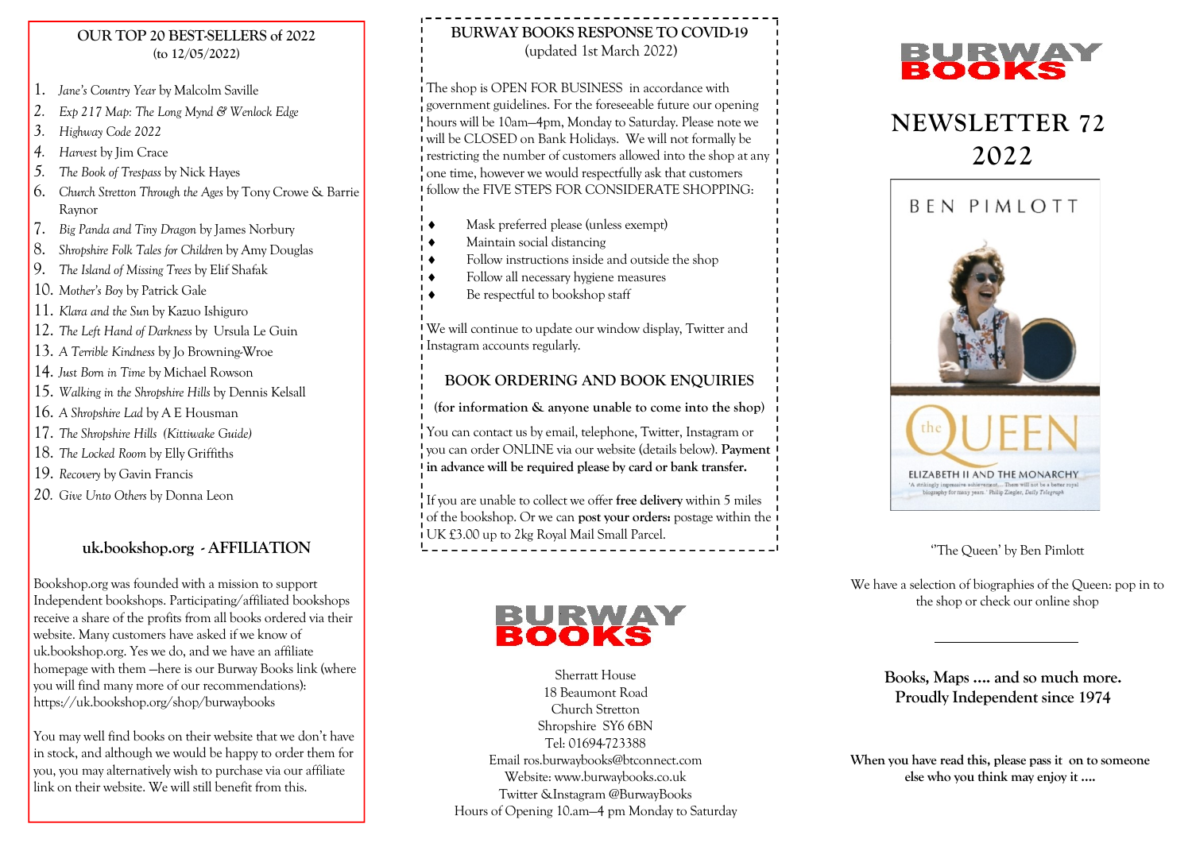## OUR TOP 20 BEST-SELLERS of 2022
**(to 12/05/2022)**

1. *Jane's Country Year* by Malcolm Saville
2. *Exp 217 Map: The Long Mynd & Wenlock Edge*
3. *Highway Code 2022*
4. *Harvest* by Jim Crace
5. *The Book of Trespass* by Nick Hayes
6. *Church Stretton Through the Ages* by Tony Crowe & Barrie Raynor
7. *Big Panda and Tiny Dragon* by James Norbury
8. *Shropshire Folk Tales for Children* by Amy Douglas
9. *The Island of Missing Trees* by Elif Shafak
10. *Mother's Boy* by Patrick Gale
11. *Klara and the Sun* by Kazuo Ishiguro
12. *The Left Hand of Darkness* by Ursula Le Guin
13. *A Terrible Kindness* by Jo Browning-Wroe
14. *Just Born in Time* by Michael Rowson
15. *Walking in the Shropshire Hills* by Dennis Kelsall
16. *A Shropshire Lad* by A E Housman
17. *The Shropshire Hills (Kittiwake Guide)*
18. *The Locked Room* by Elly Griffiths
19. *Recovery* by Gavin Francis
20. *Give Unto Others* by Donna Leon

## uk.bookshop.org - AFFILIATION

Bookshop.org was founded with a mission to support Independent bookshops. Participating/affiliated bookshops receive a share of the profits from all books ordered via their website. Many customers have asked if we know of uk.bookshop.org. Yes we do, and we have an affiliate homepage with them —here is our Burway Books link (where you will find many more of our recommendations): https://uk.bookshop.org/shop/burwaybooks

You may well find books on their website that we don't have in stock, and although we would be happy to order them for you, you may alternatively wish to purchase via our affiliate link on their website. We will still benefit from this.

## BURWAY BOOKS RESPONSE TO COVID-19
(updated 1st March 2022)

The shop is OPEN FOR BUSINESS in accordance with government guidelines. For the foreseeable future our opening hours will be 10am—4pm, Monday to Saturday. Please note we will be CLOSED on Bank Holidays. We will not formally be restricting the number of customers allowed into the shop at any one time, however we would respectfully ask that customers follow the FIVE STEPS FOR CONSIDERATE SHOPPING:

- Mask preferred please (unless exempt)
- Maintain social distancing
- Follow instructions inside and outside the shop
- Follow all necessary hygiene measures
- Be respectful to bookshop staff

We will continue to update our window display, Twitter and Instagram accounts regularly.

## BOOK ORDERING AND BOOK ENQUIRIES

**(for information & anyone unable to come into the shop)**

You can contact us by email, telephone, Twitter, Instagram or you can order ONLINE via our website (details below). **Payment in advance will be required please by card or bank transfer.**

If you are unable to collect we offer **free delivery** within 5 miles of the bookshop. Or we can **post your orders:** postage within the UK £3.00 up to 2kg Royal Mail Small Parcel.

BURWAY BOOKS

Sherratt House
18 Beaumont Road
Church Stretton
Shropshire SY6 6BN
Tel: 01694-723388
Email ros.burwaybooks@btconnect.com
Website: www.burwaybooks.co.uk
Twitter &Instagram @BurwayBooks
Hours of Opening 10.am—4 pm Monday to Saturday

BURWAY BOOKS

# NEWSLETTER 72
# 2022

"The Queen' by Ben Pimlott

We have a selection of biographies of the Queen: pop in to the shop or check our online shop

**Books, Maps .... and so much more.**
**Proudly Independent since 1974**

**When you have read this, please pass it on to someone else who you think may enjoy it ....**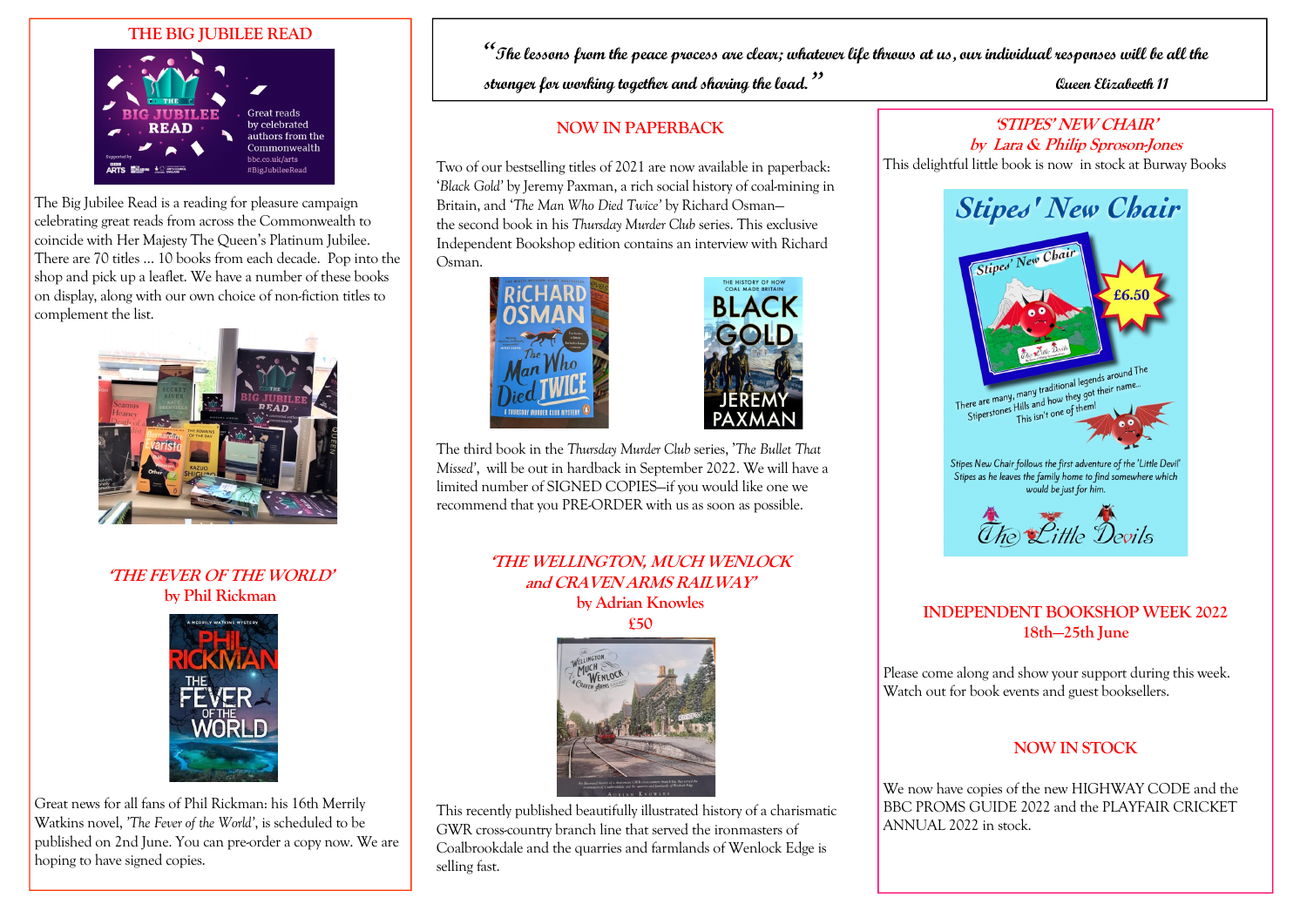## THE BIG JUBILEE READ

The Big Jubilee Read is a reading for pleasure campaign celebrating great reads from across the Commonwealth to coincide with Her Majesty The Queen's Platinum Jubilee. There are 70 titles ... 10 books from each decade. Pop into the shop and pick up a leaflet. We have a number of these books on display, along with our own choice of non-fiction titles to complement the list.

## *'THE FEVER OF THE WORLD'* by Phil Rickman

Great news for all fans of Phil Rickman: his 16th Merrily Watkins novel, *'The Fever of the World'*, is scheduled to be published on 2nd June. You can pre-order a copy now. We are hoping to have signed copies.

*"The lessons from the peace process are clear; whatever life throws at us, our individual responses will be all the stronger for working together and sharing the load."* Queen Elizabeth 11

## NOW IN PAPERBACK

Two of our bestselling titles of 2021 are now available in paperback: '*Black Gold*' by Jeremy Paxman, a rich social history of coal-mining in Britain, and '*The Man Who Died Twice*' by Richard Osman—the second book in his *Thursday Murder Club* series. This exclusive Independent Bookshop edition contains an interview with Richard Osman.

The third book in the *Thursday Murder Club* series, '*The Bullet That Missed*', will be out in hardback in September 2022. We will have a limited number of SIGNED COPIES—if you would like one we recommend that you PRE-ORDER with us as soon as possible.

## *'THE WELLINGTON, MUCH WENLOCK and CRAVEN ARMS RAILWAY'* by Adrian Knowles £50

This recently published beautifully illustrated history of a charismatic GWR cross-country branch line that served the ironmasters of Coalbrookdale and the quarries and farmlands of Wenlock Edge is selling fast.

## *'STIPES' NEW CHAIR'* by Lara & Philip Sproson-Jones

This delightful little book is now in stock at Burway Books

## INDEPENDENT BOOKSHOP WEEK 2022 18th—25th June

Please come along and show your support during this week. Watch out for book events and guest booksellers.

## NOW IN STOCK

We now have copies of the new HIGHWAY CODE and the BBC PROMS GUIDE 2022 and the PLAYFAIR CRICKET ANNUAL 2022 in stock.